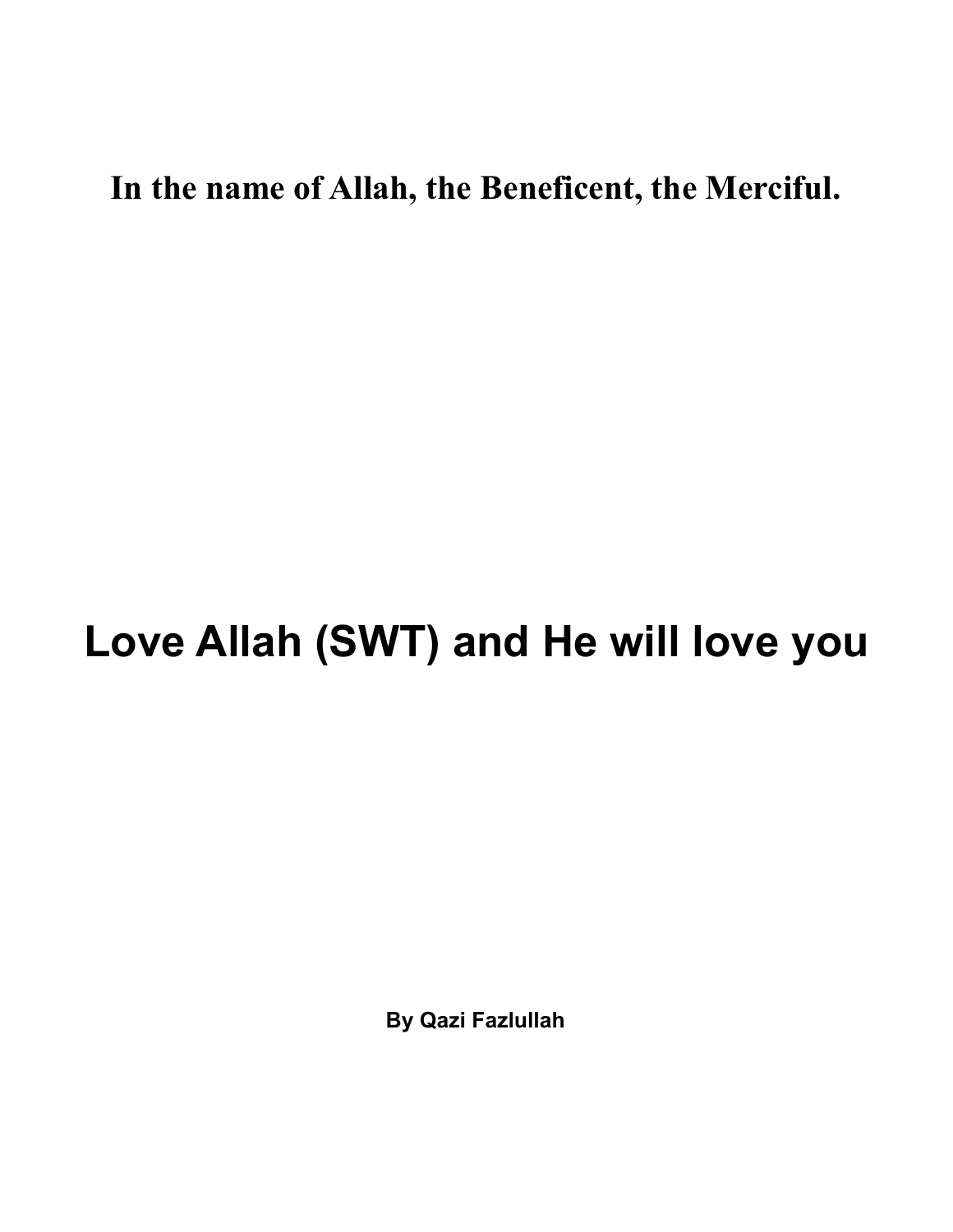**In the name of Allah, the Beneficent, the Merciful.**

# Love Allah (SWT) and He will love you

**By Qazi Fazlullah**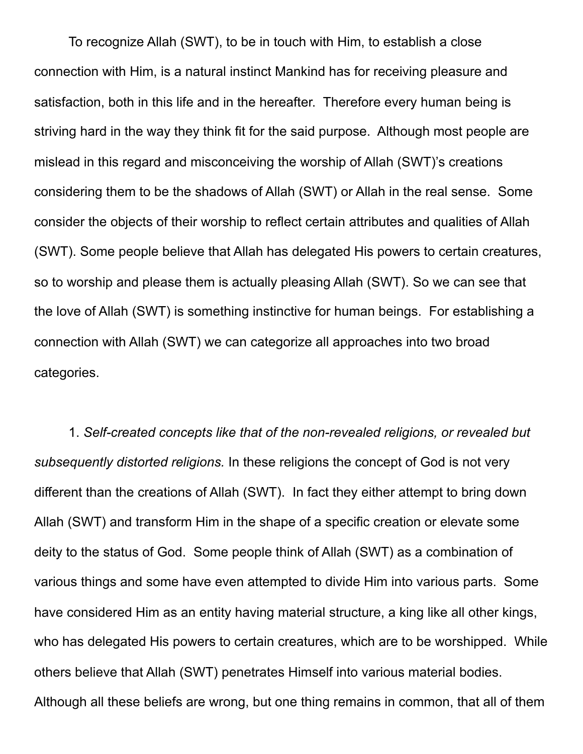To recognize Allah (SWT), to be in touch with Him, to establish a close connection with Him, is a natural instinct Mankind has for receiving pleasure and satisfaction, both in this life and in the hereafter. Therefore every human being is striving hard in the way they think fit for the said purpose. Although most people are mislead in this regard and misconceiving the worship of Allah (SWT)'s creations considering them to be the shadows of Allah (SWT) or Allah in the real sense. Some consider the objects of their worship to reflect certain attributes and qualities of Allah (SWT). Some people believe that Allah has delegated His powers to certain creatures, so to worship and please them is actually pleasing Allah (SWT). So we can see that the love of Allah (SWT) is something instinctive for human beings. For establishing a connection with Allah (SWT) we can categorize all approaches into two broad categories.

1. *Self-created concepts like that of the non-revealed religions, or revealed but subsequently distorted religions.* In these religions the concept of God is not very different than the creations of Allah (SWT). In fact they either attempt to bring down Allah (SWT) and transform Him in the shape of a specific creation or elevate some deity to the status of God. Some people think of Allah (SWT) as a combination of various things and some have even attempted to divide Him into various parts. Some have considered Him as an entity having material structure, a king like all other kings, who has delegated His powers to certain creatures, which are to be worshipped. While others believe that Allah (SWT) penetrates Himself into various material bodies. Although all these beliefs are wrong, but one thing remains in common, that all of them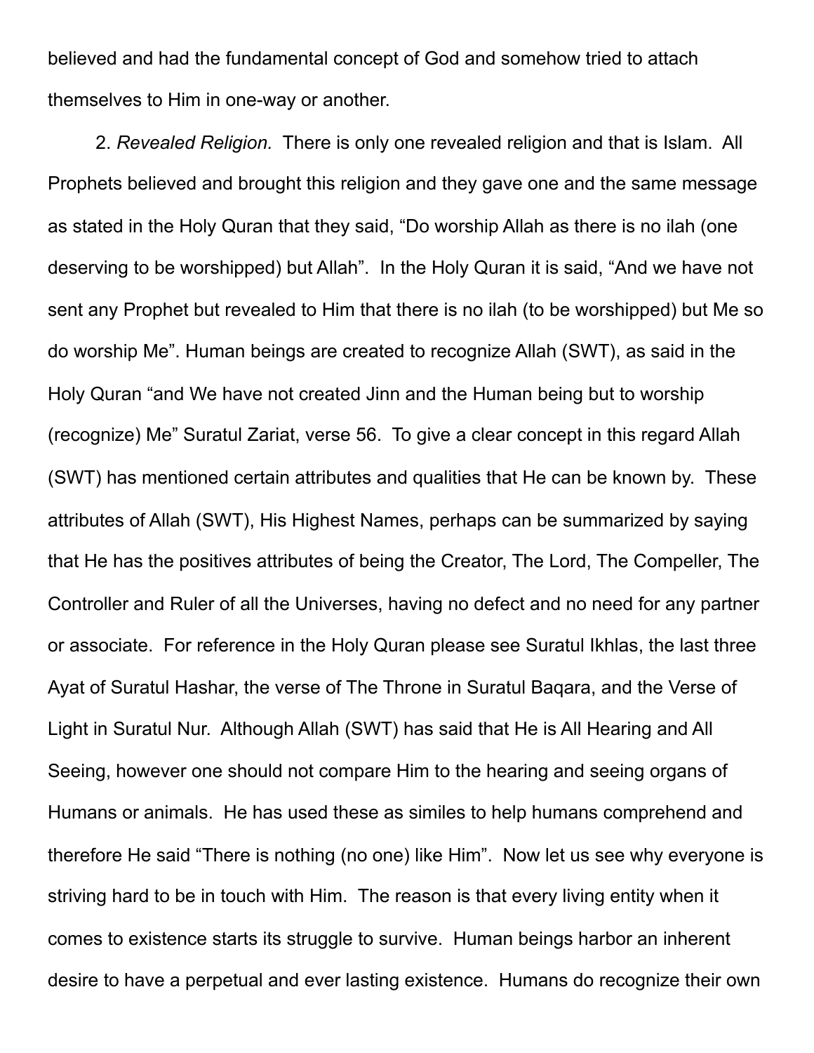believed and had the fundamental concept of God and somehow tried to attach themselves to Him in one-way or another.

2. *Revealed Religion.* There is only one revealed religion and that is Islam. All Prophets believed and brought this religion and they gave one and the same message as stated in the Holy Quran that they said, “Do worship Allah as there is no ilah (one deserving to be worshipped) but Allah”. In the Holy Quran it is said, “And we have not sent any Prophet but revealed to Him that there is no ilah (to be worshipped) but Me so do worship Me”. Human beings are created to recognize Allah (SWT), as said in the Holy Quran “and We have not created Jinn and the Human being but to worship (recognize) Me” Suratul Zariat, verse 56. To give a clear concept in this regard Allah (SWT) has mentioned certain attributes and qualities that He can be known by. These attributes of Allah (SWT), His Highest Names, perhaps can be summarized by saying that He has the positives attributes of being the Creator, The Lord, The Compeller, The Controller and Ruler of all the Universes, having no defect and no need for any partner or associate. For reference in the Holy Quran please see Suratul Ikhlas, the last three Ayat of Suratul Hashar, the verse of The Throne in Suratul Baqara, and the Verse of Light in Suratul Nur. Although Allah (SWT) has said that He is All Hearing and All Seeing, however one should not compare Him to the hearing and seeing organs of Humans or animals. He has used these as similes to help humans comprehend and therefore He said “There is nothing (no one) like Him”. Now let us see why everyone is striving hard to be in touch with Him. The reason is that every living entity when it comes to existence starts its struggle to survive. Human beings harbor an inherent desire to have a perpetual and ever lasting existence. Humans do recognize their own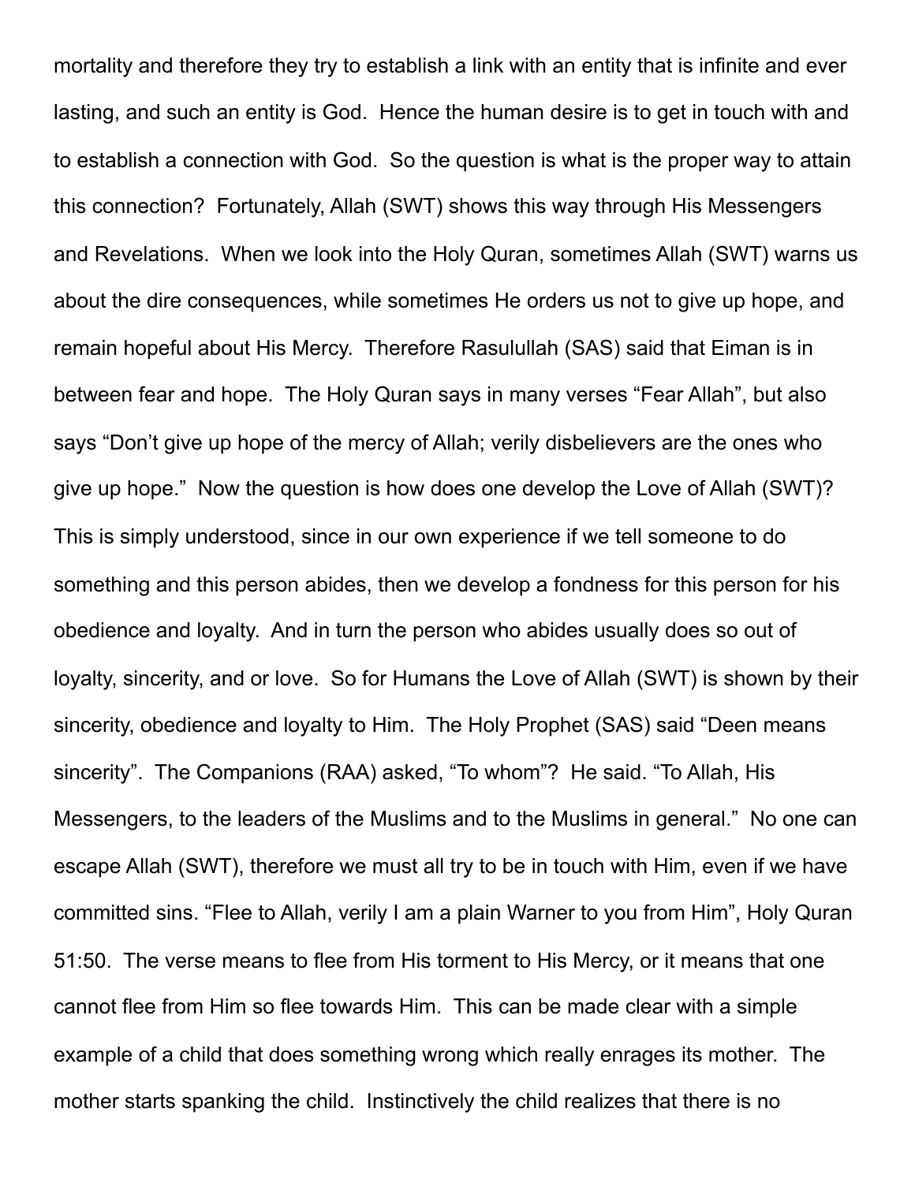mortality and therefore they try to establish a link with an entity that is infinite and ever lasting, and such an entity is God. Hence the human desire is to get in touch with and to establish a connection with God. So the question is what is the proper way to attain this connection? Fortunately, Allah (SWT) shows this way through His Messengers and Revelations. When we look into the Holy Quran, sometimes Allah (SWT) warns us about the dire consequences, while sometimes He orders us not to give up hope, and remain hopeful about His Mercy. Therefore Rasulullah (SAS) said that Eiman is in between fear and hope. The Holy Quran says in many verses "Fear Allah", but also says "Don't give up hope of the mercy of Allah; verily disbelievers are the ones who give up hope." Now the question is how does one develop the Love of Allah (SWT)? This is simply understood, since in our own experience if we tell someone to do something and this person abides, then we develop a fondness for this person for his obedience and loyalty. And in turn the person who abides usually does so out of loyalty, sincerity, and or love. So for Humans the Love of Allah (SWT) is shown by their sincerity, obedience and loyalty to Him. The Holy Prophet (SAS) said "Deen means sincerity". The Companions (RAA) asked, "To whom"? He said. "To Allah, His Messengers, to the leaders of the Muslims and to the Muslims in general." No one can escape Allah (SWT), therefore we must all try to be in touch with Him, even if we have committed sins. "Flee to Allah, verily I am a plain Warner to you from Him", Holy Quran 51:50. The verse means to flee from His torment to His Mercy, or it means that one cannot flee from Him so flee towards Him. This can be made clear with a simple example of a child that does something wrong which really enrages its mother. The mother starts spanking the child. Instinctively the child realizes that there is no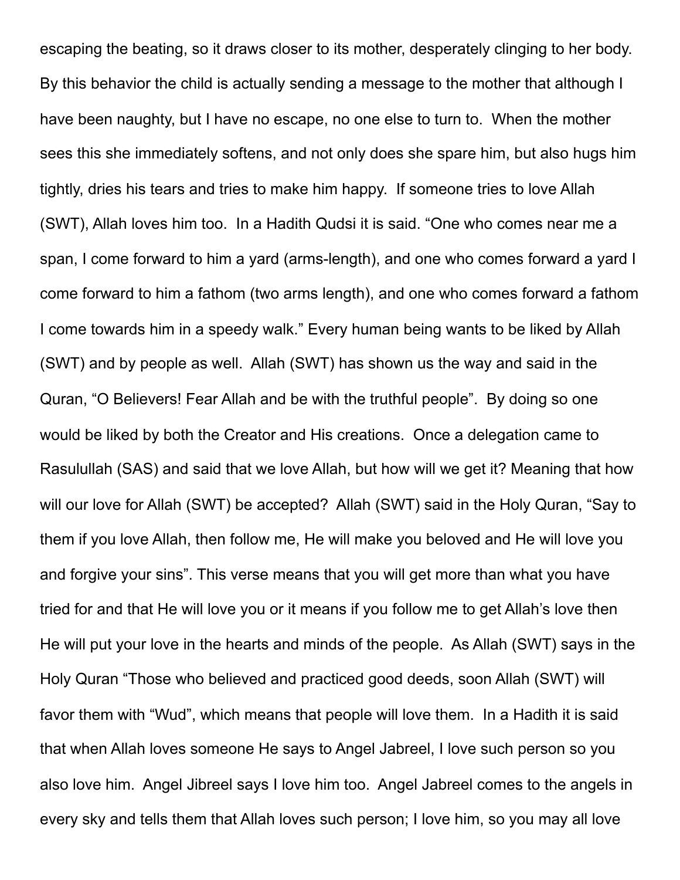escaping the beating, so it draws closer to its mother, desperately clinging to her body. By this behavior the child is actually sending a message to the mother that although I have been naughty, but I have no escape, no one else to turn to. When the mother sees this she immediately softens, and not only does she spare him, but also hugs him tightly, dries his tears and tries to make him happy. If someone tries to love Allah (SWT), Allah loves him too. In a Hadith Qudsi it is said. “One who comes near me a span, I come forward to him a yard (arms-length), and one who comes forward a yard I come forward to him a fathom (two arms length), and one who comes forward a fathom I come towards him in a speedy walk.” Every human being wants to be liked by Allah (SWT) and by people as well. Allah (SWT) has shown us the way and said in the Quran, “O Believers! Fear Allah and be with the truthful people”. By doing so one would be liked by both the Creator and His creations. Once a delegation came to Rasulullah (SAS) and said that we love Allah, but how will we get it? Meaning that how will our love for Allah (SWT) be accepted? Allah (SWT) said in the Holy Quran, “Say to them if you love Allah, then follow me, He will make you beloved and He will love you and forgive your sins”. This verse means that you will get more than what you have tried for and that He will love you or it means if you follow me to get Allah’s love then He will put your love in the hearts and minds of the people. As Allah (SWT) says in the Holy Quran “Those who believed and practiced good deeds, soon Allah (SWT) will favor them with “Wud”, which means that people will love them. In a Hadith it is said that when Allah loves someone He says to Angel Jabreel, I love such person so you also love him. Angel Jibreel says I love him too. Angel Jabreel comes to the angels in every sky and tells them that Allah loves such person; I love him, so you may all love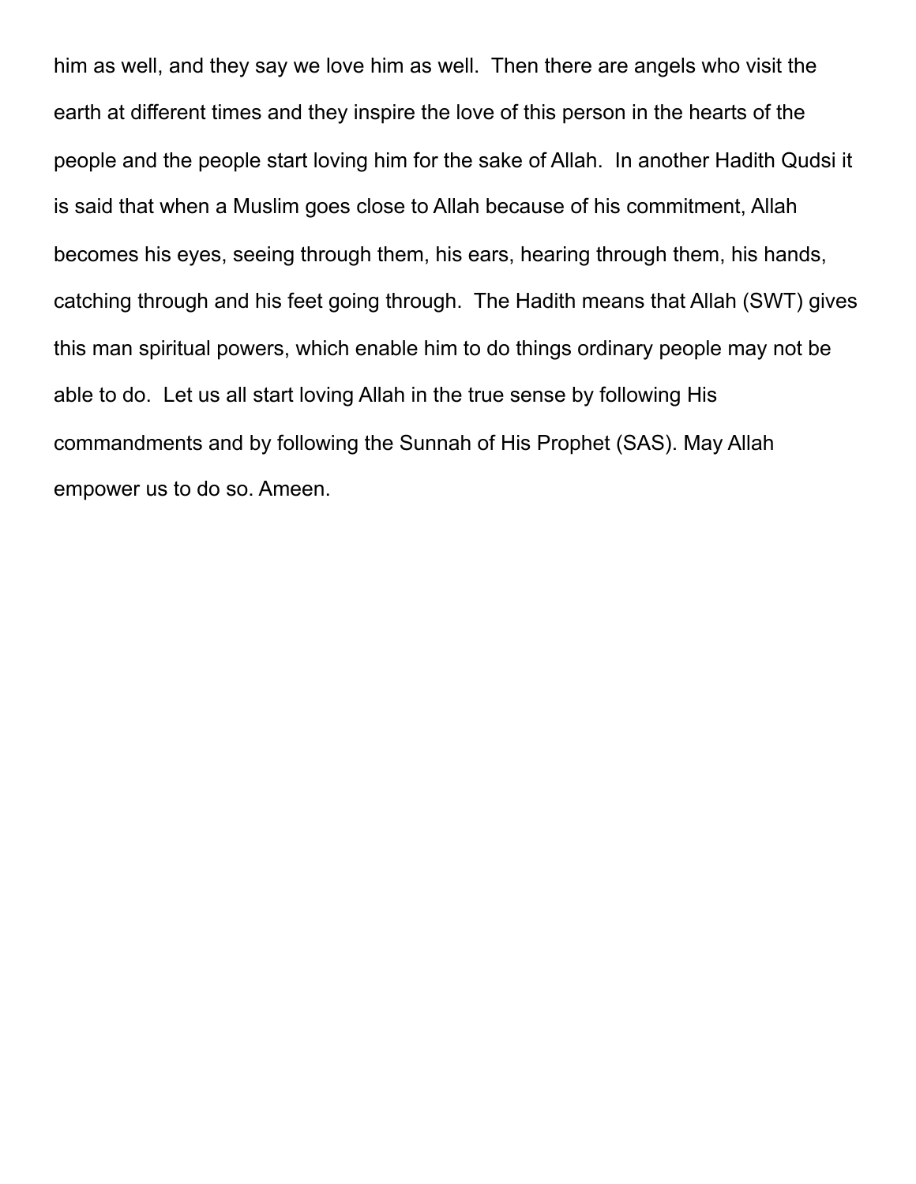him as well, and they say we love him as well. Then there are angels who visit the earth at different times and they inspire the love of this person in the hearts of the people and the people start loving him for the sake of Allah. In another Hadith Qudsi it is said that when a Muslim goes close to Allah because of his commitment, Allah becomes his eyes, seeing through them, his ears, hearing through them, his hands, catching through and his feet going through. The Hadith means that Allah (SWT) gives this man spiritual powers, which enable him to do things ordinary people may not be able to do. Let us all start loving Allah in the true sense by following His commandments and by following the Sunnah of His Prophet (SAS). May Allah empower us to do so. Ameen.